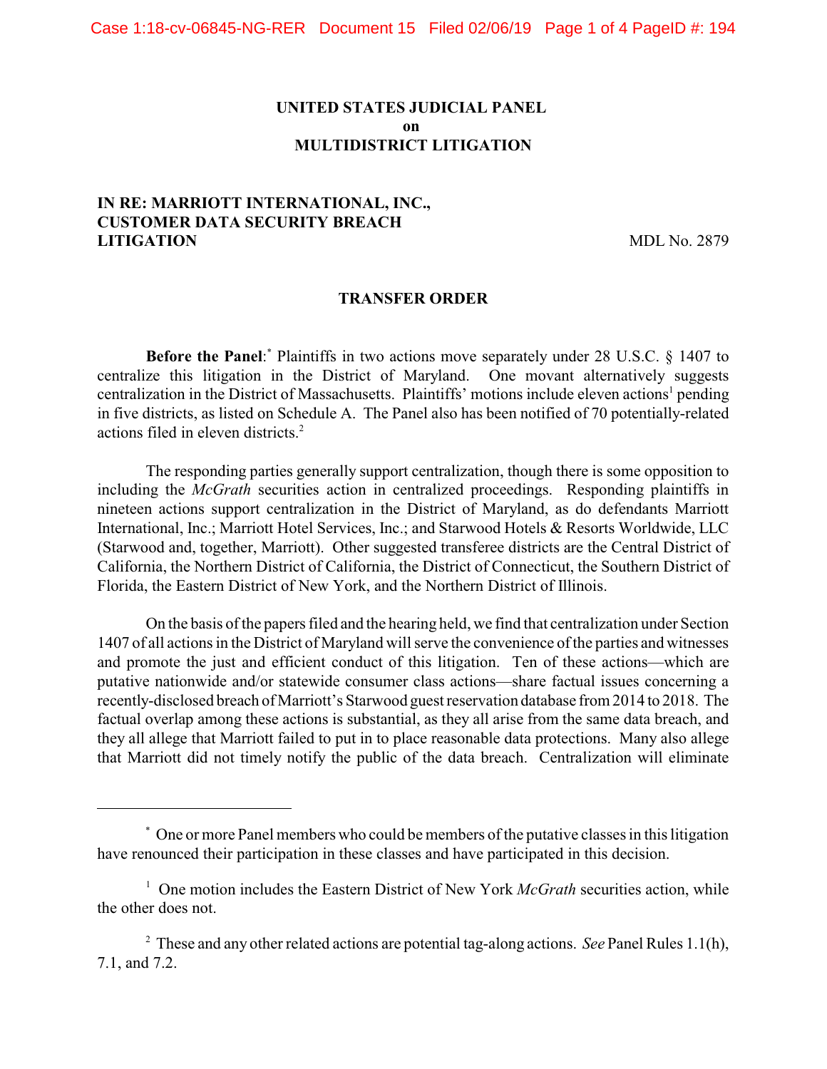**UNITED STATES JUDICIAL PANEL**
**on**
**MULTIDISTRICT LITIGATION**

**IN RE: MARRIOTT INTERNATIONAL, INC., CUSTOMER DATA SECURITY BREACH LITIGATION** MDL No. 2879

## TRANSFER ORDER

**Before the Panel**:* Plaintiffs in two actions move separately under 28 U.S.C. § 1407 to centralize this litigation in the District of Maryland. One movant alternatively suggests centralization in the District of Massachusetts. Plaintiffs' motions include eleven actions[1] pending in five districts, as listed on Schedule A. The Panel also has been notified of 70 potentially-related actions filed in eleven districts.[2]

The responding parties generally support centralization, though there is some opposition to including the *McGrath* securities action in centralized proceedings. Responding plaintiffs in nineteen actions support centralization in the District of Maryland, as do defendants Marriott International, Inc.; Marriott Hotel Services, Inc.; and Starwood Hotels & Resorts Worldwide, LLC (Starwood and, together, Marriott). Other suggested transferee districts are the Central District of California, the Northern District of California, the District of Connecticut, the Southern District of Florida, the Eastern District of New York, and the Northern District of Illinois.

On the basis of the papers filed and the hearing held, we find that centralization under Section 1407 of all actions in the District of Maryland will serve the convenience of the parties and witnesses and promote the just and efficient conduct of this litigation. Ten of these actions—which are putative nationwide and/or statewide consumer class actions—share factual issues concerning a recently-disclosed breach of Marriott's Starwood guest reservation database from 2014 to 2018. The factual overlap among these actions is substantial, as they all arise from the same data breach, and they all allege that Marriott failed to put in to place reasonable data protections. Many also allege that Marriott did not timely notify the public of the data breach. Centralization will eliminate

---

\* One or more Panel members who could be members of the putative classes in this litigation have renounced their participation in these classes and have participated in this decision.

[1] One motion includes the Eastern District of New York *McGrath* securities action, while the other does not.

[2] These and any other related actions are potential tag-along actions. *See* Panel Rules 1.1(h), 7.1, and 7.2.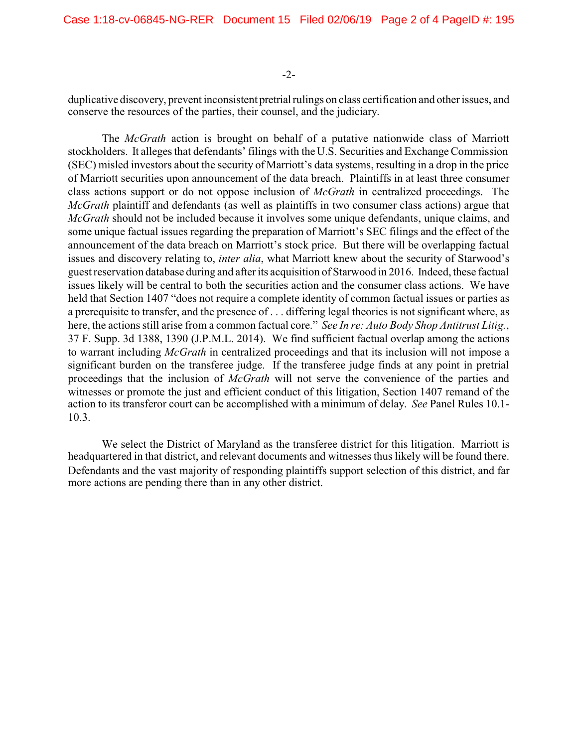duplicative discovery, prevent inconsistent pretrial rulings on class certification and other issues, and conserve the resources of the parties, their counsel, and the judiciary.

The *McGrath* action is brought on behalf of a putative nationwide class of Marriott stockholders. It alleges that defendants' filings with the U.S. Securities and Exchange Commission (SEC) misled investors about the security of Marriott's data systems, resulting in a drop in the price of Marriott securities upon announcement of the data breach. Plaintiffs in at least three consumer class actions support or do not oppose inclusion of *McGrath* in centralized proceedings. The *McGrath* plaintiff and defendants (as well as plaintiffs in two consumer class actions) argue that *McGrath* should not be included because it involves some unique defendants, unique claims, and some unique factual issues regarding the preparation of Marriott's SEC filings and the effect of the announcement of the data breach on Marriott's stock price. But there will be overlapping factual issues and discovery relating to, *inter alia*, what Marriott knew about the security of Starwood's guest reservation database during and after its acquisition of Starwood in 2016. Indeed, these factual issues likely will be central to both the securities action and the consumer class actions. We have held that Section 1407 "does not require a complete identity of common factual issues or parties as a prerequisite to transfer, and the presence of . . . differing legal theories is not significant where, as here, the actions still arise from a common factual core." *See In re: Auto Body Shop Antitrust Litig.*, 37 F. Supp. 3d 1388, 1390 (J.P.M.L. 2014). We find sufficient factual overlap among the actions to warrant including *McGrath* in centralized proceedings and that its inclusion will not impose a significant burden on the transferee judge. If the transferee judge finds at any point in pretrial proceedings that the inclusion of *McGrath* will not serve the convenience of the parties and witnesses or promote the just and efficient conduct of this litigation, Section 1407 remand of the action to its transferor court can be accomplished with a minimum of delay. *See* Panel Rules 10.1-10.3.

We select the District of Maryland as the transferee district for this litigation. Marriott is headquartered in that district, and relevant documents and witnesses thus likely will be found there. Defendants and the vast majority of responding plaintiffs support selection of this district, and far more actions are pending there than in any other district.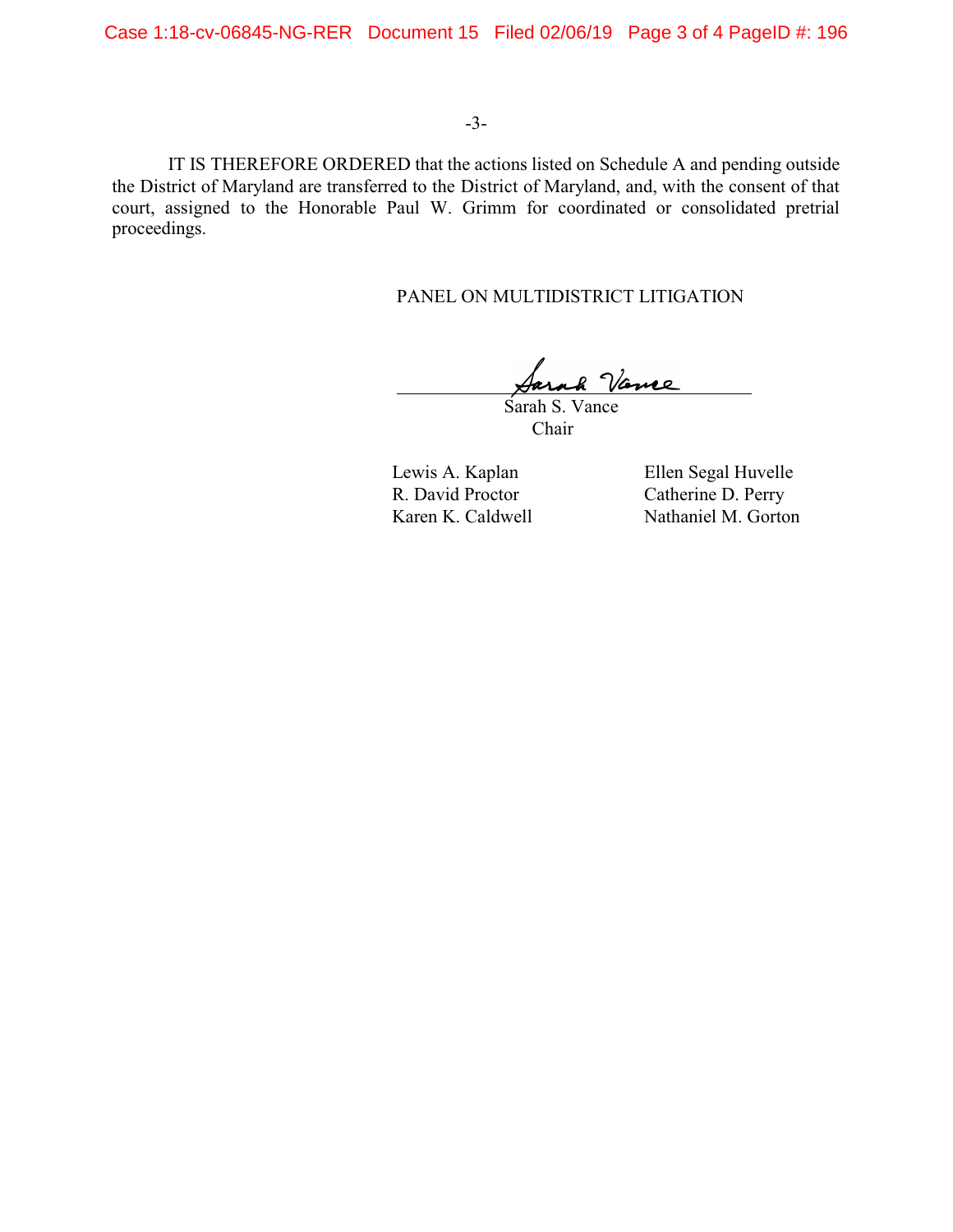IT IS THEREFORE ORDERED that the actions listed on Schedule A and pending outside the District of Maryland are transferred to the District of Maryland, and, with the consent of that court, assigned to the Honorable Paul W. Grimm for coordinated or consolidated pretrial proceedings.

PANEL ON MULTIDISTRICT LITIGATION

Sarah S. Vance
Chair

| | |
|---|---|
| Lewis A. Kaplan | Ellen Segal Huvelle |
| R. David Proctor | Catherine D. Perry |
| Karen K. Caldwell | Nathaniel M. Gorton |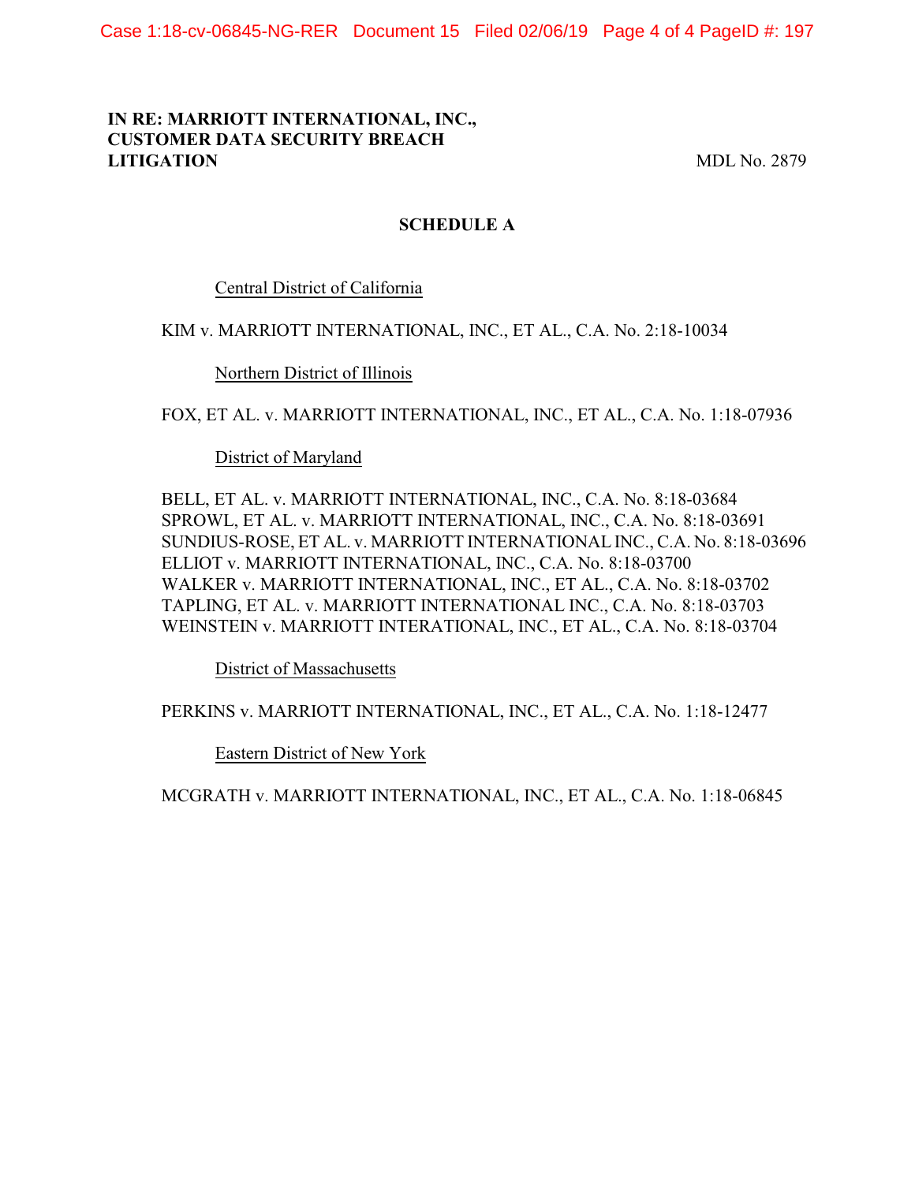**IN RE: MARRIOTT INTERNATIONAL, INC., CUSTOMER DATA SECURITY BREACH LITIGATION** MDL No. 2879

## SCHEDULE A

Central District of California

KIM v. MARRIOTT INTERNATIONAL, INC., ET AL., C.A. No. 2:18-10034

Northern District of Illinois

FOX, ET AL. v. MARRIOTT INTERNATIONAL, INC., ET AL., C.A. No. 1:18-07936

District of Maryland

BELL, ET AL. v. MARRIOTT INTERNATIONAL, INC., C.A. No. 8:18-03684
SPROWL, ET AL. v. MARRIOTT INTERNATIONAL, INC., C.A. No. 8:18-03691
SUNDIUS-ROSE, ET AL. v. MARRIOTT INTERNATIONAL INC., C.A. No. 8:18-03696
ELLIOT v. MARRIOTT INTERNATIONAL, INC., C.A. No. 8:18-03700
WALKER v. MARRIOTT INTERNATIONAL, INC., ET AL., C.A. No. 8:18-03702
TAPLING, ET AL. v. MARRIOTT INTERNATIONAL INC., C.A. No. 8:18-03703
WEINSTEIN v. MARRIOTT INTERATIONAL, INC., ET AL., C.A. No. 8:18-03704

District of Massachusetts

PERKINS v. MARRIOTT INTERNATIONAL, INC., ET AL., C.A. No. 1:18-12477

Eastern District of New York

MCGRATH v. MARRIOTT INTERNATIONAL, INC., ET AL., C.A. No. 1:18-06845